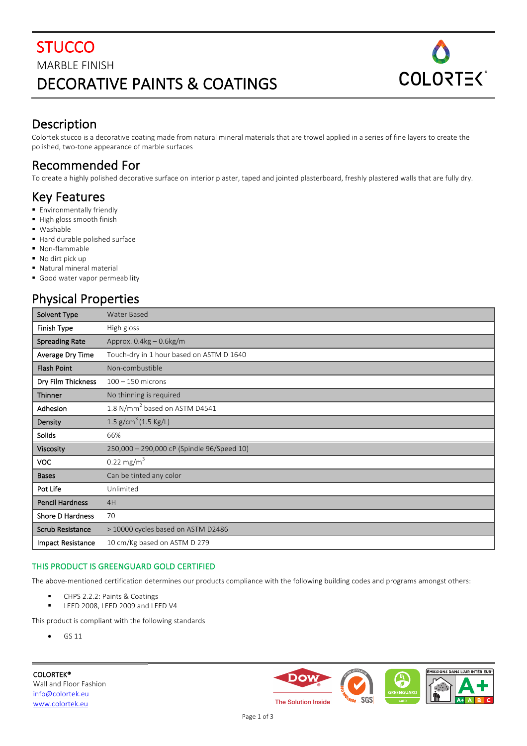# STUCCO

MARBLE FINISH

DECORATIVE PAINTS & COATINGS

## Description

Colortek stucco is a decorative coating made from natural mineral materials that are trowel applied in a series of fine layers to create the polished, two-tone appearance of marble surfaces

## Recommended For

To create a highly polished decorative surface on interior plaster, taped and jointed plasterboard, freshly plastered walls that are fully dry.

## Key Features

- Environmentally friendly
- High gloss smooth finish
- Washable
- Hard durable polished surface
- Non-flammable
- No dirt pick up
- Natural mineral material
- Good water vapor permeability

## Physical Properties

| | |
|---|---|
| **Solvent Type** | Water Based |
| **Finish Type** | High gloss |
| **Spreading Rate** | Approx. 0.4kg – 0.6kg/m |
| **Average Dry Time** | Touch-dry in 1 hour based on ASTM D 1640 |
| **Flash Point** | Non-combustible |
| **Dry Film Thickness** | 100 – 150 microns |
| **Thinner** | No thinning is required |
| **Adhesion** | 1.8 $N/mm^2$ based on ASTM D4541 |
| **Density** | 1.5 $g/cm^3$ (1.5 Kg/L) |
| **Solids** | 66% |
| **Viscosity** | 250,000 – 290,000 cP (Spindle 96/Speed 10) |
| **VOC** | 0.22 $mg/m^3$ |
| **Bases** | Can be tinted any color |
| **Pot Life** | Unlimited |
| **Pencil Hardness** | 4H |
| **Shore D Hardness** | 70 |
| **Scrub Resistance** | > 10000 cycles based on ASTM D2486 |
| **Impact Resistance** | 10 cm/Kg based on ASTM D 279 |

THIS PRODUCT IS GREENGUARD GOLD CERTIFIED

The above-mentioned certification determines our products compliance with the following building codes and programs amongst others:

- CHPS 2.2.2: Paints & Coatings
- LEED 2008, LEED 2009 and LEED V4

This product is compliant with the following standards

- GS 11

**COLORTEK®**
Wall and Floor Fashion
info@colortek.eu
www.colortek.eu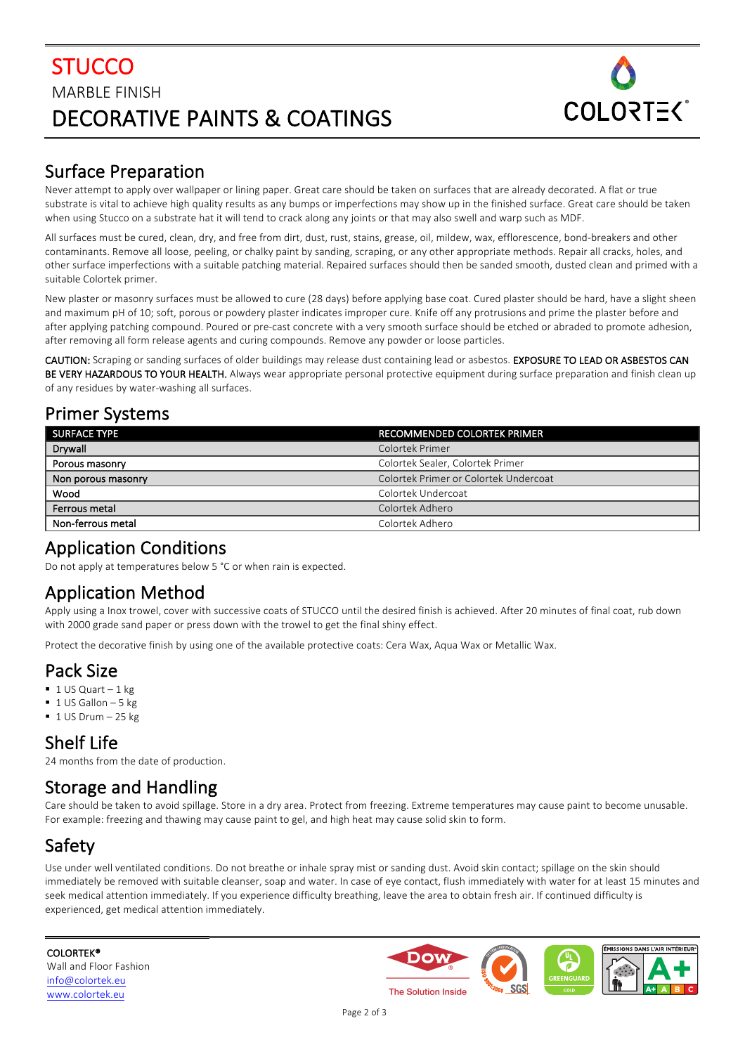# STUCCO

MARBLE FINISH

DECORATIVE PAINTS & COATINGS

## Surface Preparation

Never attempt to apply over wallpaper or lining paper. Great care should be taken on surfaces that are already decorated. A flat or true substrate is vital to achieve high quality results as any bumps or imperfections may show up in the finished surface. Great care should be taken when using Stucco on a substrate hat it will tend to crack along any joints or that may also swell and warp such as MDF.

All surfaces must be cured, clean, dry, and free from dirt, dust, rust, stains, grease, oil, mildew, wax, efflorescence, bond-breakers and other contaminants. Remove all loose, peeling, or chalky paint by sanding, scraping, or any other appropriate methods. Repair all cracks, holes, and other surface imperfections with a suitable patching material. Repaired surfaces should then be sanded smooth, dusted clean and primed with a suitable Colortek primer.

New plaster or masonry surfaces must be allowed to cure (28 days) before applying base coat. Cured plaster should be hard, have a slight sheen and maximum pH of 10; soft, porous or powdery plaster indicates improper cure. Knife off any protrusions and prime the plaster before and after applying patching compound. Poured or pre-cast concrete with a very smooth surface should be etched or abraded to promote adhesion, after removing all form release agents and curing compounds. Remove any powder or loose particles.

**CAUTION:** Scraping or sanding surfaces of older buildings may release dust containing lead or asbestos. **EXPOSURE TO LEAD OR ASBESTOS CAN BE VERY HAZARDOUS TO YOUR HEALTH.** Always wear appropriate personal protective equipment during surface preparation and finish clean up of any residues by water-washing all surfaces.

## Primer Systems

| SURFACE TYPE | RECOMMENDED COLORTEK PRIMER |
|---|---|
| Drywall | Colortek Primer |
| Porous masonry | Colortek Sealer, Colortek Primer |
| Non porous masonry | Colortek Primer or Colortek Undercoat |
| Wood | Colortek Undercoat |
| Ferrous metal | Colortek Adhero |
| Non-ferrous metal | Colortek Adhero |

## Application Conditions

Do not apply at temperatures below 5 °C or when rain is expected.

## Application Method

Apply using a Inox trowel, cover with successive coats of STUCCO until the desired finish is achieved. After 20 minutes of final coat, rub down with 2000 grade sand paper or press down with the trowel to get the final shiny effect.

Protect the decorative finish by using one of the available protective coats: Cera Wax, Aqua Wax or Metallic Wax.

## Pack Size

- 1 US Quart – 1 kg
- 1 US Gallon – 5 kg
- 1 US Drum – 25 kg

## Shelf Life

24 months from the date of production.

## Storage and Handling

Care should be taken to avoid spillage. Store in a dry area. Protect from freezing. Extreme temperatures may cause paint to become unusable. For example: freezing and thawing may cause paint to gel, and high heat may cause solid skin to form.

## Safety

Use under well ventilated conditions. Do not breathe or inhale spray mist or sanding dust. Avoid skin contact; spillage on the skin should immediately be removed with suitable cleanser, soap and water. In case of eye contact, flush immediately with water for at least 15 minutes and seek medical attention immediately. If you experience difficulty breathing, leave the area to obtain fresh air. If continued difficulty is experienced, get medical attention immediately.

**COLORTEK®**
Wall and Floor Fashion
info@colortek.eu
www.colortek.eu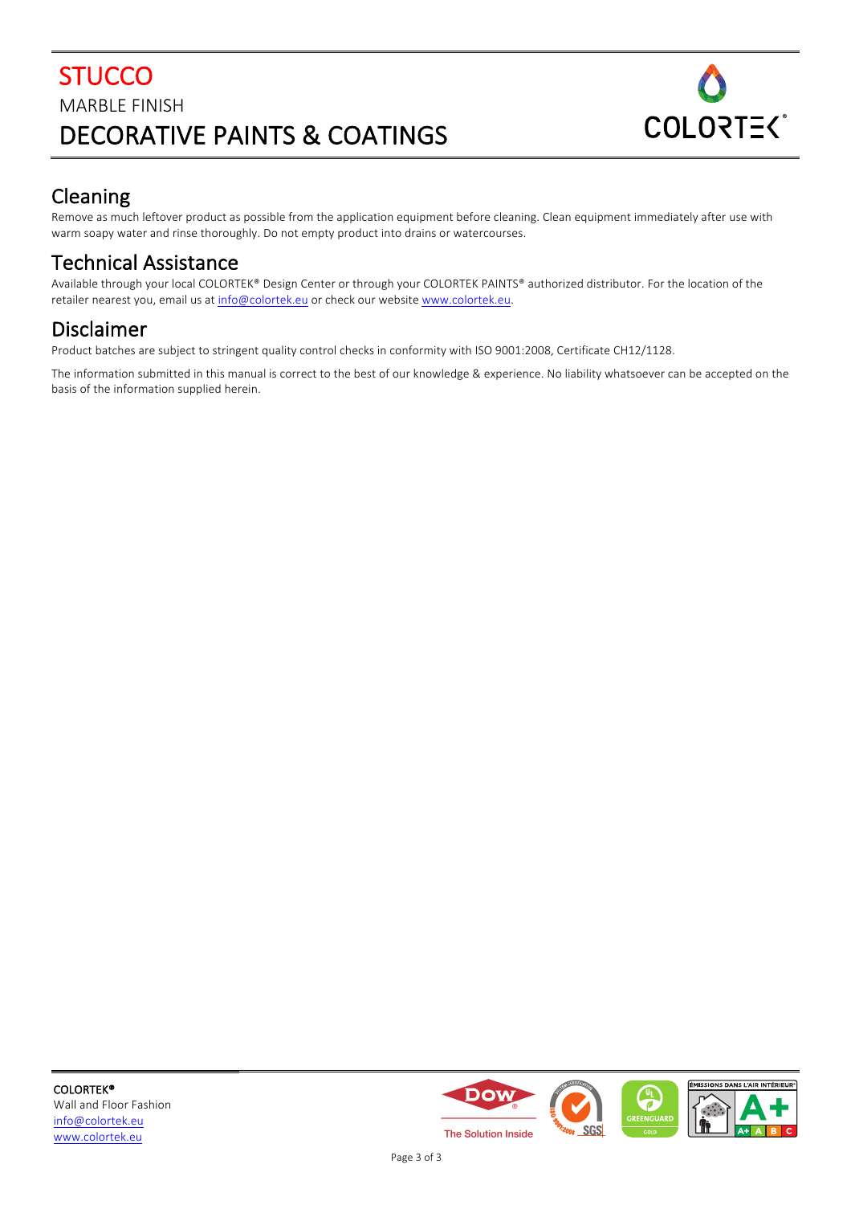## Cleaning

Remove as much leftover product as possible from the application equipment before cleaning. Clean equipment immediately after use with warm soapy water and rinse thoroughly. Do not empty product into drains or watercourses.

## Technical Assistance

Available through your local COLORTEK® Design Center or through your COLORTEK PAINTS® authorized distributor. For the location of the retailer nearest you, email us at info@colortek.eu or check our website www.colortek.eu.

## Disclaimer

Product batches are subject to stringent quality control checks in conformity with ISO 9001:2008, Certificate CH12/1128.

The information submitted in this manual is correct to the best of our knowledge & experience. No liability whatsoever can be accepted on the basis of the information supplied herein.